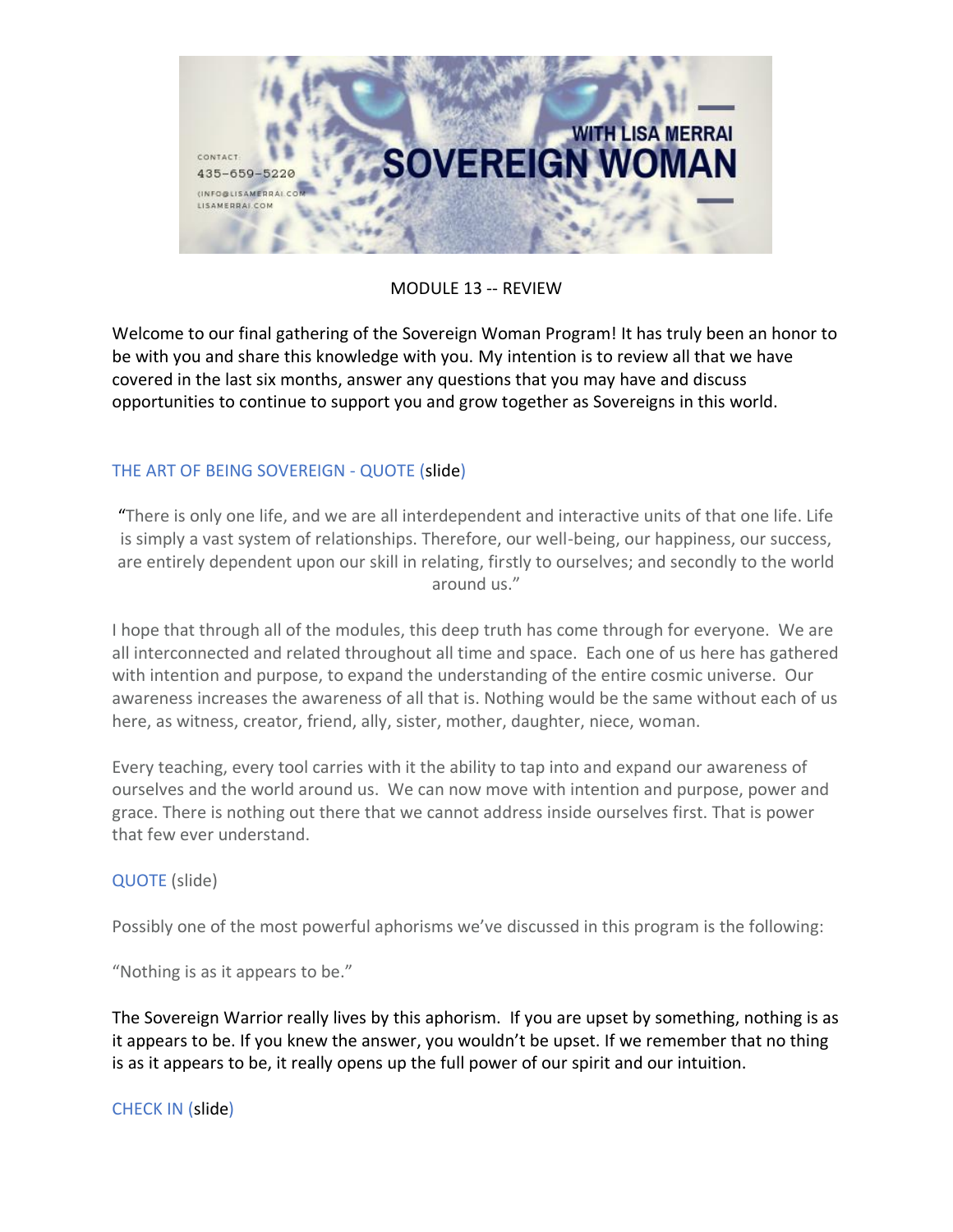CONTACT:
435-659-5220
INFO@LISAMERRAI.COM
LISAMERRAI.COM

WITH LISA MERRAI

# SOVEREIGN WOMAN

MODULE 13 -- REVIEW

Welcome to our final gathering of the Sovereign Woman Program! It has truly been an honor to be with you and share this knowledge with you. My intention is to review all that we have covered in the last six months, answer any questions that you may have and discuss opportunities to continue to support you and grow together as Sovereigns in this world.

## THE ART OF BEING SOVEREIGN - QUOTE (slide)

"There is only one life, and we are all interdependent and interactive units of that one life. Life is simply a vast system of relationships. Therefore, our well-being, our happiness, our success, are entirely dependent upon our skill in relating, firstly to ourselves; and secondly to the world around us."

I hope that through all of the modules, this deep truth has come through for everyone. We are all interconnected and related throughout all time and space. Each one of us here has gathered with intention and purpose, to expand the understanding of the entire cosmic universe. Our awareness increases the awareness of all that is. Nothing would be the same without each of us here, as witness, creator, friend, ally, sister, mother, daughter, niece, woman.

Every teaching, every tool carries with it the ability to tap into and expand our awareness of ourselves and the world around us. We can now move with intention and purpose, power and grace. There is nothing out there that we cannot address inside ourselves first. That is power that few ever understand.

## QUOTE (slide)

Possibly one of the most powerful aphorisms we've discussed in this program is the following:

"Nothing is as it appears to be."

The Sovereign Warrior really lives by this aphorism. If you are upset by something, nothing is as it appears to be. If you knew the answer, you wouldn't be upset. If we remember that no thing is as it appears to be, it really opens up the full power of our spirit and our intuition.

## CHECK IN (slide)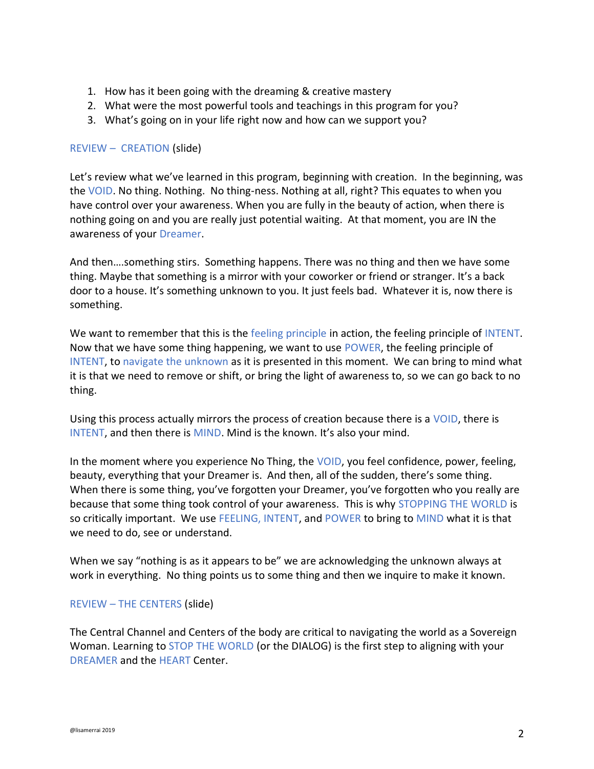1. How has it been going with the dreaming & creative mastery
2. What were the most powerful tools and teachings in this program for you?
3. What's going on in your life right now and how can we support you?

REVIEW – CREATION (slide)

Let's review what we've learned in this program, beginning with creation. In the beginning, was the VOID. No thing. Nothing. No thing-ness. Nothing at all, right? This equates to when you have control over your awareness. When you are fully in the beauty of action, when there is nothing going on and you are really just potential waiting. At that moment, you are IN the awareness of your Dreamer.

And then….something stirs. Something happens. There was no thing and then we have some thing. Maybe that something is a mirror with your coworker or friend or stranger. It's a back door to a house. It's something unknown to you. It just feels bad. Whatever it is, now there is something.

We want to remember that this is the feeling principle in action, the feeling principle of INTENT. Now that we have some thing happening, we want to use POWER, the feeling principle of INTENT, to navigate the unknown as it is presented in this moment. We can bring to mind what it is that we need to remove or shift, or bring the light of awareness to, so we can go back to no thing.

Using this process actually mirrors the process of creation because there is a VOID, there is INTENT, and then there is MIND. Mind is the known. It's also your mind.

In the moment where you experience No Thing, the VOID, you feel confidence, power, feeling, beauty, everything that your Dreamer is. And then, all of the sudden, there's some thing. When there is some thing, you've forgotten your Dreamer, you've forgotten who you really are because that some thing took control of your awareness. This is why STOPPING THE WORLD is so critically important. We use FEELING, INTENT, and POWER to bring to MIND what it is that we need to do, see or understand.

When we say "nothing is as it appears to be" we are acknowledging the unknown always at work in everything. No thing points us to some thing and then we inquire to make it known.

REVIEW – THE CENTERS (slide)

The Central Channel and Centers of the body are critical to navigating the world as a Sovereign Woman. Learning to STOP THE WORLD (or the DIALOG) is the first step to aligning with your DREAMER and the HEART Center.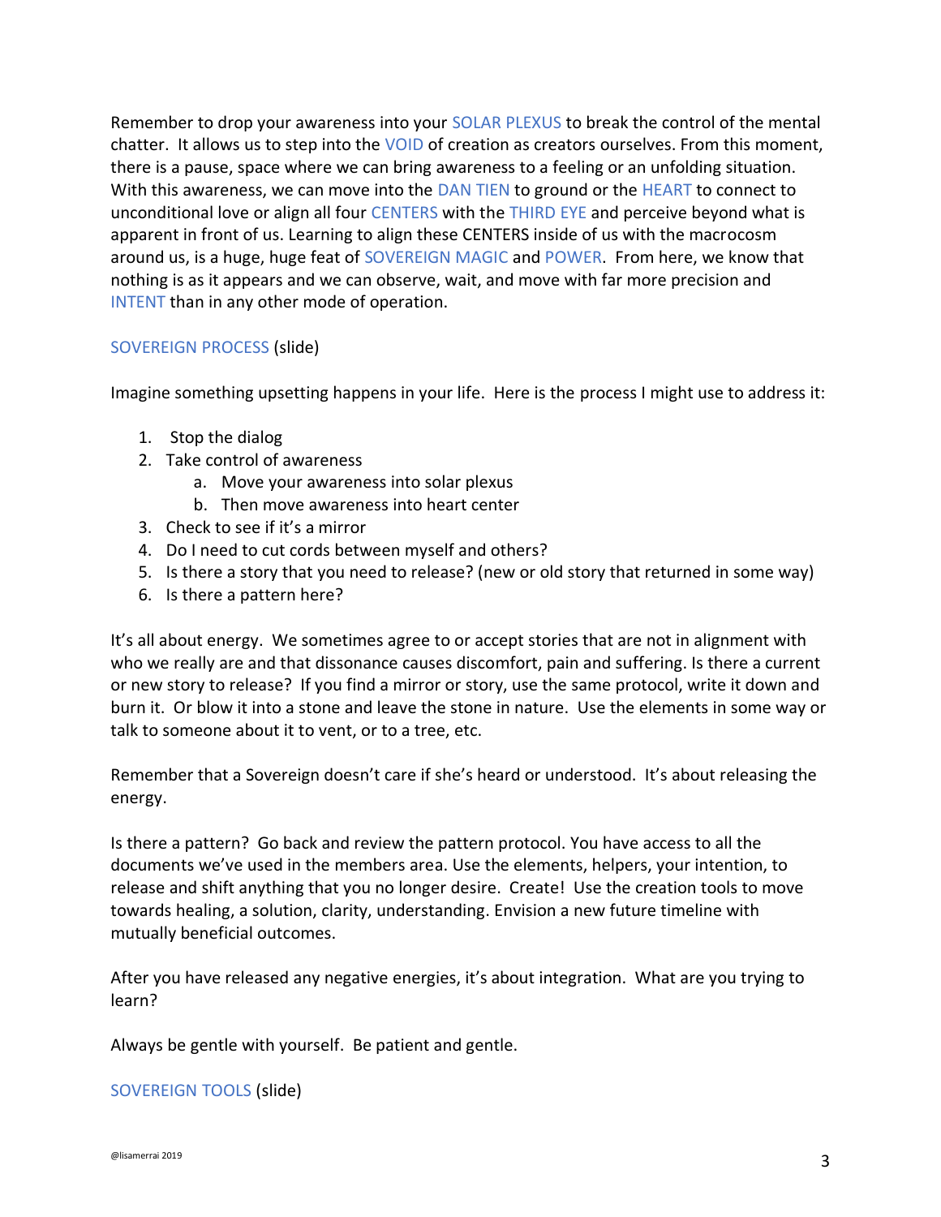Remember to drop your awareness into your SOLAR PLEXUS to break the control of the mental chatter. It allows us to step into the VOID of creation as creators ourselves. From this moment, there is a pause, space where we can bring awareness to a feeling or an unfolding situation. With this awareness, we can move into the DAN TIEN to ground or the HEART to connect to unconditional love or align all four CENTERS with the THIRD EYE and perceive beyond what is apparent in front of us. Learning to align these CENTERS inside of us with the macrocosm around us, is a huge, huge feat of SOVEREIGN MAGIC and POWER. From here, we know that nothing is as it appears and we can observe, wait, and move with far more precision and INTENT than in any other mode of operation.

SOVEREIGN PROCESS (slide)

Imagine something upsetting happens in your life. Here is the process I might use to address it:

1. Stop the dialog
2. Take control of awareness
   a. Move your awareness into solar plexus
   b. Then move awareness into heart center
3. Check to see if it's a mirror
4. Do I need to cut cords between myself and others?
5. Is there a story that you need to release? (new or old story that returned in some way)
6. Is there a pattern here?

It's all about energy. We sometimes agree to or accept stories that are not in alignment with who we really are and that dissonance causes discomfort, pain and suffering. Is there a current or new story to release? If you find a mirror or story, use the same protocol, write it down and burn it. Or blow it into a stone and leave the stone in nature. Use the elements in some way or talk to someone about it to vent, or to a tree, etc.

Remember that a Sovereign doesn't care if she's heard or understood. It's about releasing the energy.

Is there a pattern? Go back and review the pattern protocol. You have access to all the documents we've used in the members area. Use the elements, helpers, your intention, to release and shift anything that you no longer desire. Create! Use the creation tools to move towards healing, a solution, clarity, understanding. Envision a new future timeline with mutually beneficial outcomes.

After you have released any negative energies, it's about integration. What are you trying to learn?

Always be gentle with yourself. Be patient and gentle.

SOVEREIGN TOOLS (slide)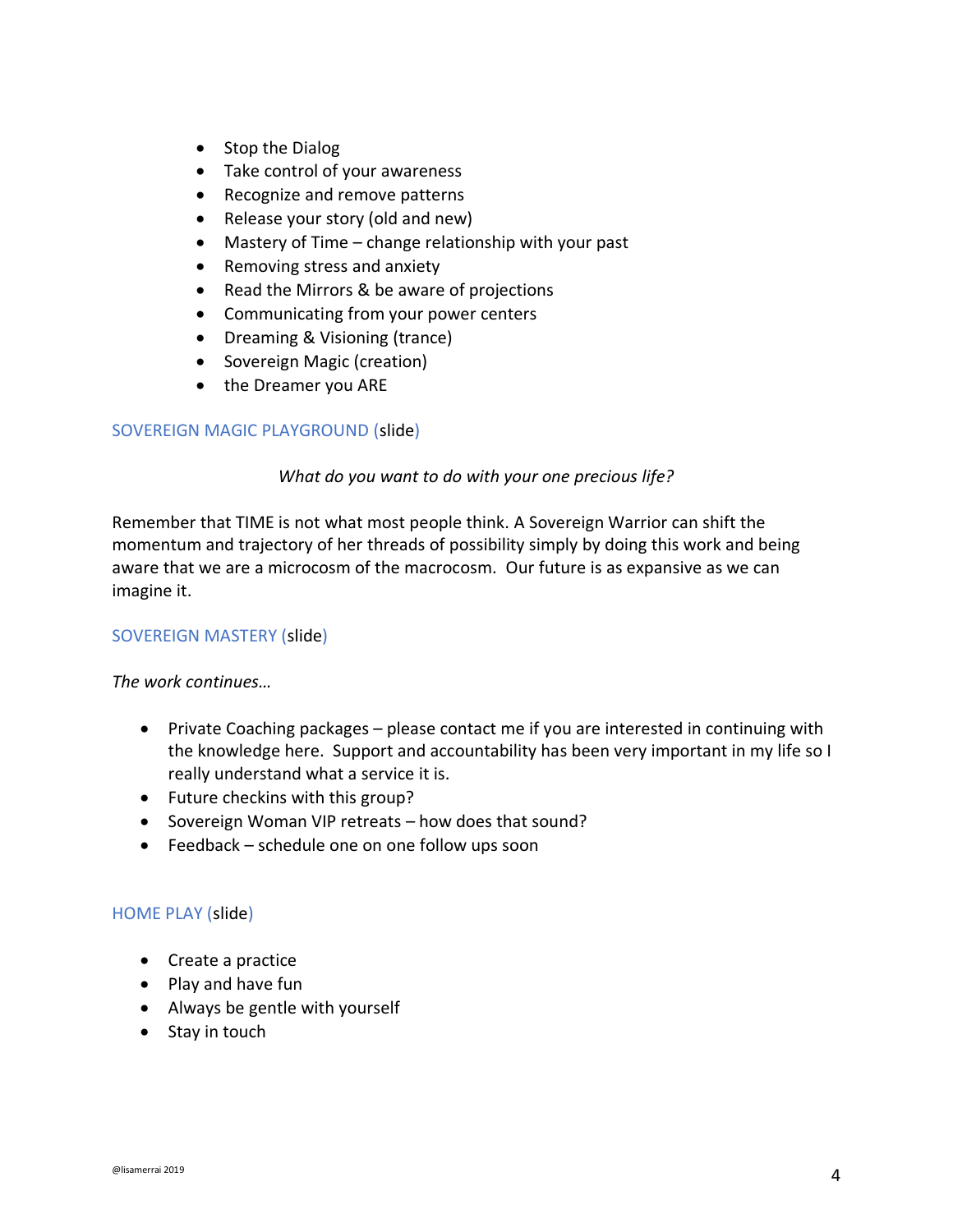- Stop the Dialog
- Take control of your awareness
- Recognize and remove patterns
- Release your story (old and new)
- Mastery of Time – change relationship with your past
- Removing stress and anxiety
- Read the Mirrors & be aware of projections
- Communicating from your power centers
- Dreaming & Visioning (trance)
- Sovereign Magic (creation)
- the Dreamer you ARE

### SOVEREIGN MAGIC PLAYGROUND (slide)

*What do you want to do with your one precious life?*

Remember that TIME is not what most people think. A Sovereign Warrior can shift the momentum and trajectory of her threads of possibility simply by doing this work and being aware that we are a microcosm of the macrocosm. Our future is as expansive as we can imagine it.

### SOVEREIGN MASTERY (slide)

*The work continues…*

- Private Coaching packages – please contact me if you are interested in continuing with the knowledge here. Support and accountability has been very important in my life so I really understand what a service it is.
- Future checkins with this group?
- Sovereign Woman VIP retreats – how does that sound?
- Feedback – schedule one on one follow ups soon

### HOME PLAY (slide)

- Create a practice
- Play and have fun
- Always be gentle with yourself
- Stay in touch

@lisamerrai 2019